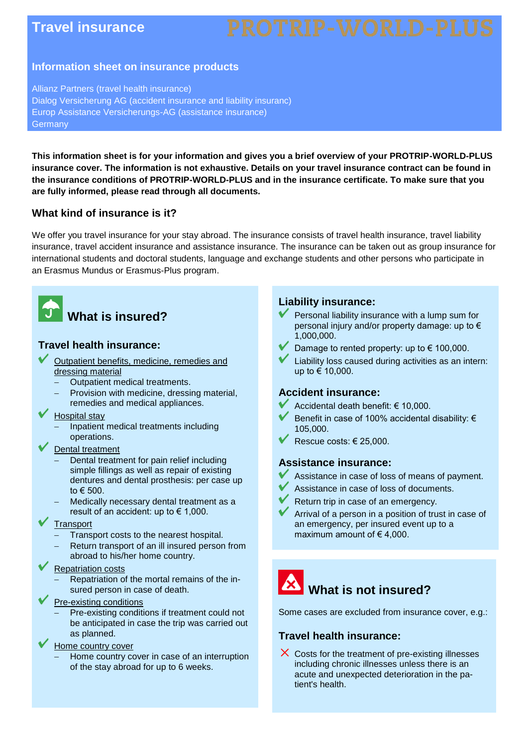# Travel insurance PROTRIP-WORLD-PLUS

## Information sheet on insurance products

Allianz Partners (travel health insurance)
Dialog Versicherung AG (accident insurance and liability insuranc)
Europ Assistance Versicherungs-AG (assistance insurance)
Germany

**This information sheet is for your information and gives you a brief overview of your PROTRIP-WORLD-PLUS insurance cover. The information is not exhaustive. Details on your travel insurance contract can be found in the insurance conditions of PROTRIP-WORLD-PLUS and in the insurance certificate. To make sure that you are fully informed, please read through all documents.**

### What kind of insurance is it?

We offer you travel insurance for your stay abroad. The insurance consists of travel health insurance, travel liability insurance, travel accident insurance and assistance insurance. The insurance can be taken out as group insurance for international students and doctoral students, language and exchange students and other persons who participate in an Erasmus Mundus or Erasmus-Plus program.

## What is insured?

### Travel health insurance:

- ✔ Outpatient benefits, medicine, remedies and dressing material
  - Outpatient medical treatments.
  - Provision with medicine, dressing material, remedies and medical appliances.
- ✔ Hospital stay
  - Inpatient medical treatments including operations.
- ✔ Dental treatment
  - Dental treatment for pain relief including simple fillings as well as repair of existing dentures and dental prosthesis: per case up to € 500.
  - Medically necessary dental treatment as a result of an accident: up to € 1,000.
- ✔ Transport
  - Transport costs to the nearest hospital.
  - Return transport of an ill insured person from abroad to his/her home country.
- ✔ Repatriation costs
  - Repatriation of the mortal remains of the in-sured person in case of death.
- ✔ Pre-existing conditions
  - Pre-existing conditions if treatment could not be anticipated in case the trip was carried out as planned.
- ✔ Home country cover
  - Home country cover in case of an interruption of the stay abroad for up to 6 weeks.

### Liability insurance:

- ✔ Personal liability insurance with a lump sum for personal injury and/or property damage: up to € 1,000,000.
- ✔ Damage to rented property: up to € 100,000.
- ✔ Liability loss caused during activities as an intern: up to € 10,000.

### Accident insurance:

- ✔ Accidental death benefit: € 10,000.
- ✔ Benefit in case of 100% accidental disability: € 105,000.
- ✔ Rescue costs: € 25,000.

### Assistance insurance:

- ✔ Assistance in case of loss of means of payment.
- ✔ Assistance in case of loss of documents.
- ✔ Return trip in case of an emergency.
- ✔ Arrival of a person in a position of trust in case of an emergency, per insured event up to a maximum amount of € 4,000.

## What is not insured?

Some cases are excluded from insurance cover, e.g.:

### Travel health insurance:

- ✗ Costs for the treatment of pre-existing illnesses including chronic illnesses unless there is an acute and unexpected deterioration in the pa-tient's health.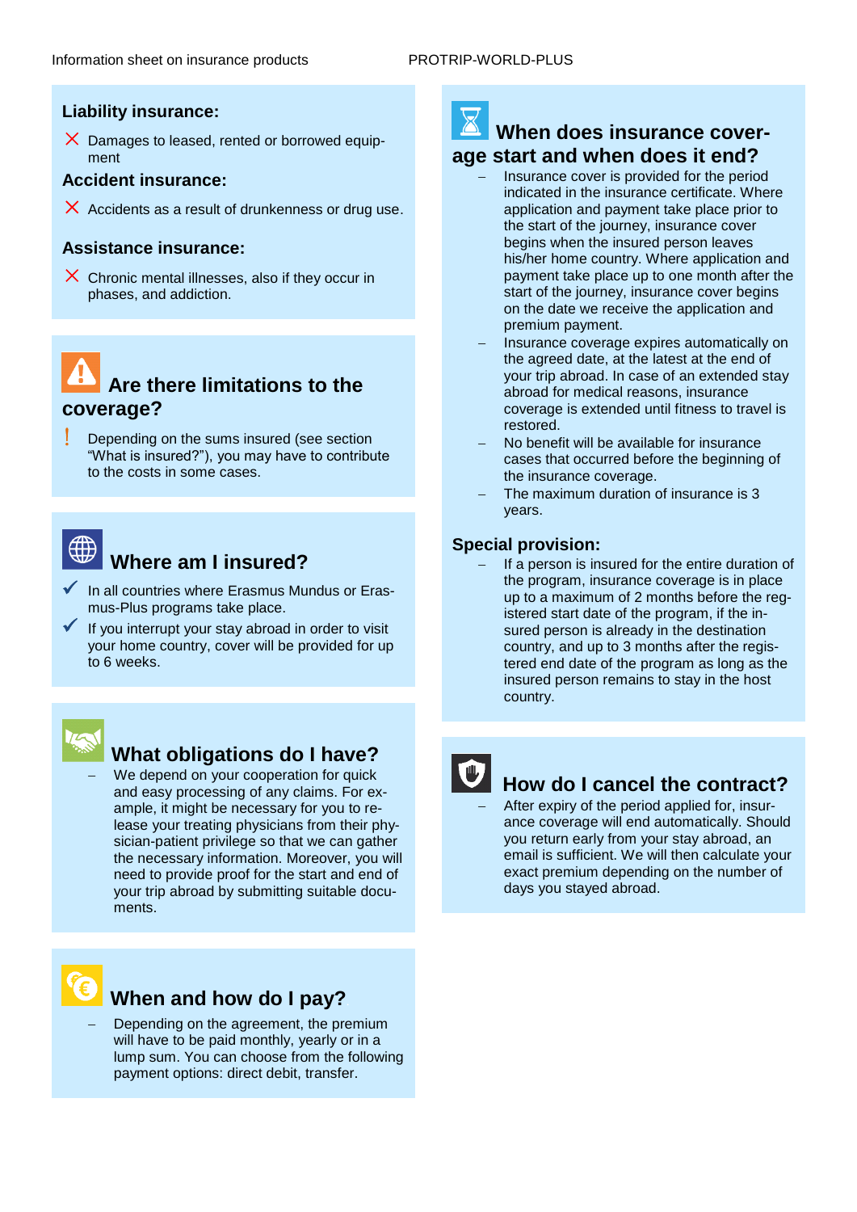**Liability insurance:**

- ✗ Damages to leased, rented or borrowed equipment

**Accident insurance:**

- ✗ Accidents as a result of drunkenness or drug use.

**Assistance insurance:**

- ✗ Chronic mental illnesses, also if they occur in phases, and addiction.

## Are there limitations to the coverage?

! Depending on the sums insured (see section “What is insured?”), you may have to contribute to the costs in some cases.

## Where am I insured?

- ✓ In all countries where Erasmus Mundus or Erasmus-Plus programs take place.
- ✓ If you interrupt your stay abroad in order to visit your home country, cover will be provided for up to 6 weeks.

## What obligations do I have?

- We depend on your cooperation for quick and easy processing of any claims. For example, it might be necessary for you to release your treating physicians from their physician-patient privilege so that we can gather the necessary information. Moreover, you will need to provide proof for the start and end of your trip abroad by submitting suitable documents.

## When and how do I pay?

- Depending on the agreement, the premium will have to be paid monthly, yearly or in a lump sum. You can choose from the following payment options: direct debit, transfer.

## When does insurance coverage start and when does it end?

- Insurance cover is provided for the period indicated in the insurance certificate. Where application and payment take place prior to the start of the journey, insurance cover begins when the insured person leaves his/her home country. Where application and payment take place up to one month after the start of the journey, insurance cover begins on the date we receive the application and premium payment.
- Insurance coverage expires automatically on the agreed date, at the latest at the end of your trip abroad. In case of an extended stay abroad for medical reasons, insurance coverage is extended until fitness to travel is restored.
- No benefit will be available for insurance cases that occurred before the beginning of the insurance coverage.
- The maximum duration of insurance is 3 years.

**Special provision:**

- If a person is insured for the entire duration of the program, insurance coverage is in place up to a maximum of 2 months before the registered start date of the program, if the insured person is already in the destination country, and up to 3 months after the registered end date of the program as long as the insured person remains to stay in the host country.

## How do I cancel the contract?

- After expiry of the period applied for, insurance coverage will end automatically. Should you return early from your stay abroad, an email is sufficient. We will then calculate your exact premium depending on the number of days you stayed abroad.